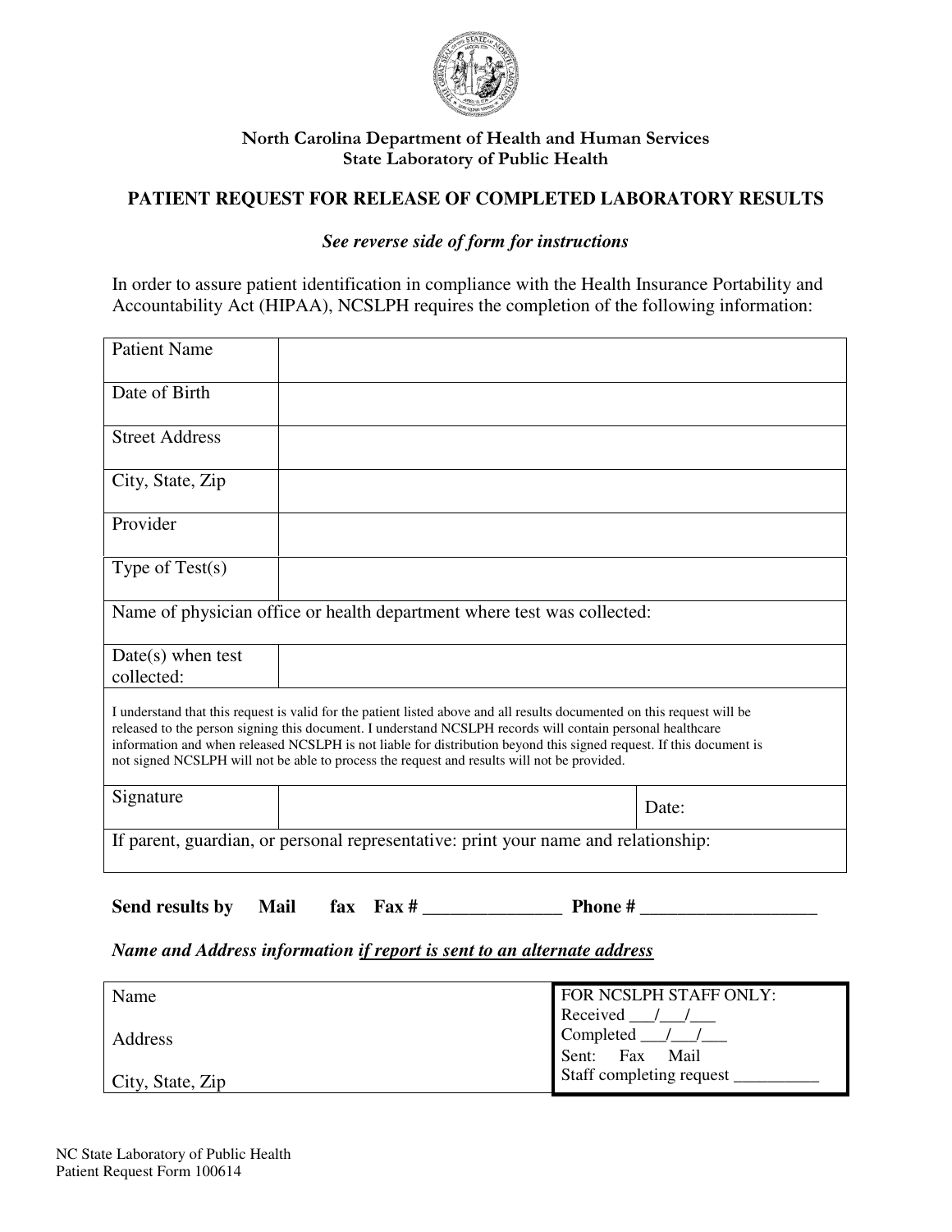**North Carolina Department of Health and Human Services**
**State Laboratory of Public Health**

## PATIENT REQUEST FOR RELEASE OF COMPLETED LABORATORY RESULTS

***See reverse side of form for instructions***

In order to assure patient identification in compliance with the Health Insurance Portability and Accountability Act (HIPAA), NCSLPH requires the completion of the following information:

| | | |
|---|---|---|
| Patient Name | | |
| Date of Birth | | |
| Street Address | | |
| City, State, Zip | | |
| Provider | | |
| Type of Test(s) | | |
| Name of physician office or health department where test was collected: | | |
| Date(s) when test collected: | | |
| I understand that this request is valid for the patient listed above and all results documented on this request will be released to the person signing this document. I understand NCSLPH records will contain personal healthcare information and when released NCSLPH is not liable for distribution beyond this signed request. If this document is not signed NCSLPH will not be able to process the request and results will not be provided. | | |
| Signature | | Date: |
| If parent, guardian, or personal representative: print your name and relationship: | | |

**Send results by Mail fax Fax # _______________ Phone # ___________________**

***Name and Address information <u>if report is sent to an alternate address</u>***

| | |
|---|---|
| Name<br><br>Address<br><br>City, State, Zip | FOR NCSLPH STAFF ONLY:<br>Received ___/___/___<br>Completed ___/___/___<br>Sent: Fax Mail<br>Staff completing request __________ |

NC State Laboratory of Public Health
Patient Request Form 100614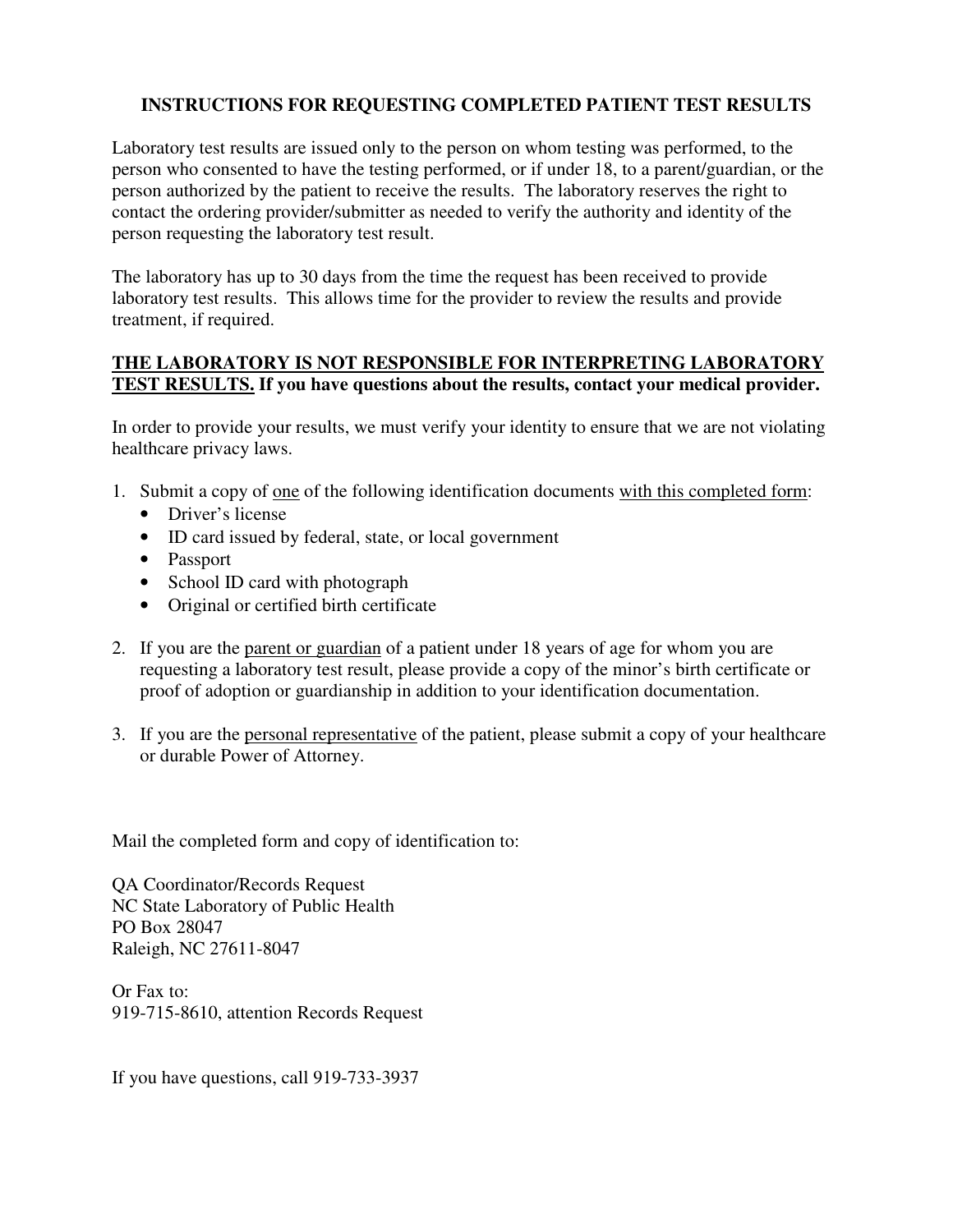# INSTRUCTIONS FOR REQUESTING COMPLETED PATIENT TEST RESULTS

Laboratory test results are issued only to the person on whom testing was performed, to the person who consented to have the testing performed, or if under 18, to a parent/guardian, or the person authorized by the patient to receive the results. The laboratory reserves the right to contact the ordering provider/submitter as needed to verify the authority and identity of the person requesting the laboratory test result.

The laboratory has up to 30 days from the time the request has been received to provide laboratory test results. This allows time for the provider to review the results and provide treatment, if required.

<u>**THE LABORATORY IS NOT RESPONSIBLE FOR INTERPRETING LABORATORY TEST RESULTS.**</u> **If you have questions about the results, contact your medical provider.**

In order to provide your results, we must verify your identity to ensure that we are not violating healthcare privacy laws.

1. Submit a copy of <u>one</u> of the following identification documents <u>with this completed form</u>:
   - Driver's license
   - ID card issued by federal, state, or local government
   - Passport
   - School ID card with photograph
   - Original or certified birth certificate

2. If you are the <u>parent or guardian</u> of a patient under 18 years of age for whom you are requesting a laboratory test result, please provide a copy of the minor's birth certificate or proof of adoption or guardianship in addition to your identification documentation.

3. If you are the <u>personal representative</u> of the patient, please submit a copy of your healthcare or durable Power of Attorney.

Mail the completed form and copy of identification to:

QA Coordinator/Records Request  
NC State Laboratory of Public Health  
PO Box 28047  
Raleigh, NC 27611-8047

Or Fax to:  
919-715-8610, attention Records Request

If you have questions, call 919-733-3937